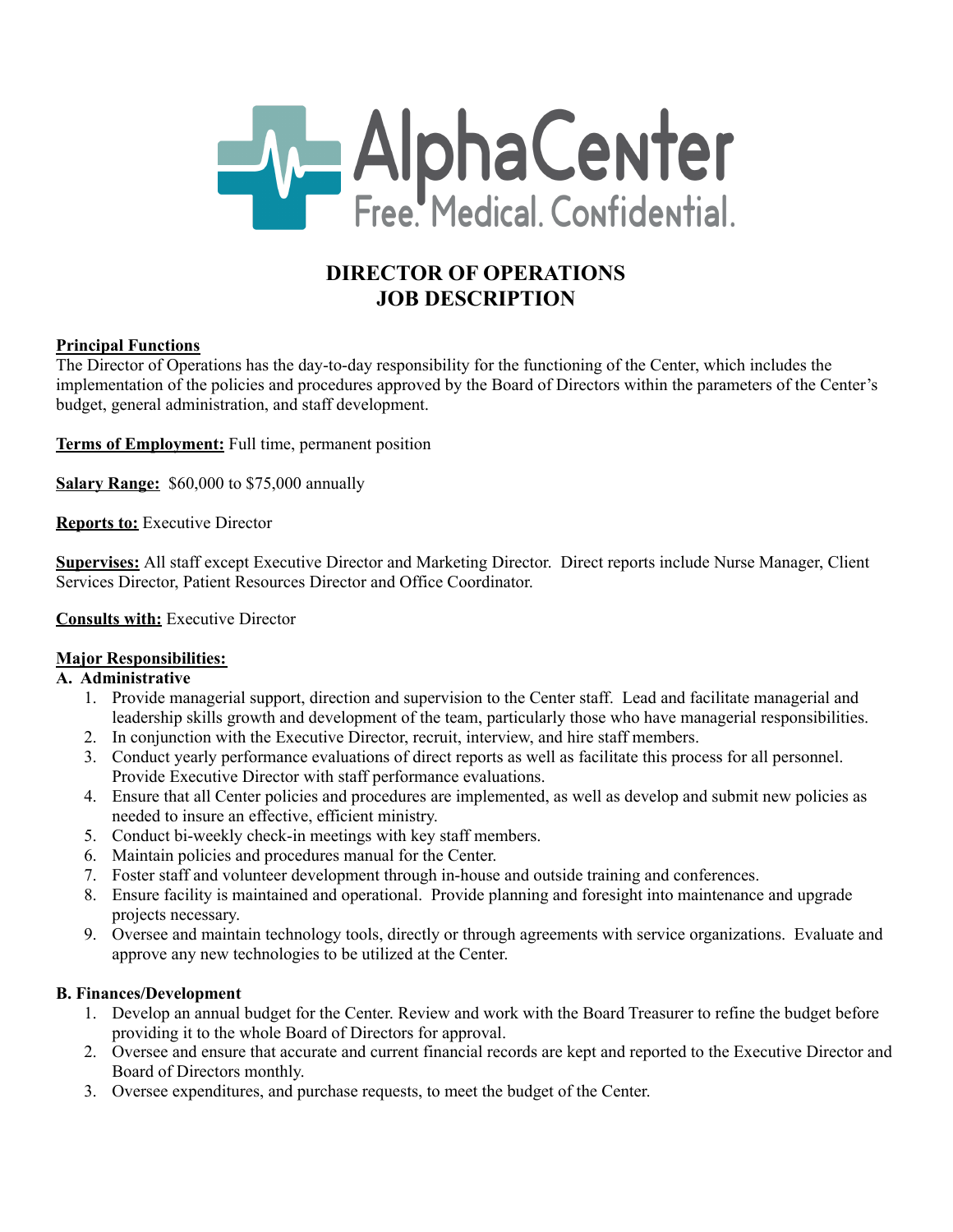AlphaCenter
Free. Medical. Confidential.

# DIRECTOR OF OPERATIONS
# JOB DESCRIPTION

**Principal Functions**
The Director of Operations has the day-to-day responsibility for the functioning of the Center, which includes the implementation of the policies and procedures approved by the Board of Directors within the parameters of the Center's budget, general administration, and staff development.

**Terms of Employment:** Full time, permanent position

**Salary Range:** $60,000 to $75,000 annually

**Reports to:** Executive Director

**Supervises:** All staff except Executive Director and Marketing Director. Direct reports include Nurse Manager, Client Services Director, Patient Resources Director and Office Coordinator.

**Consults with:** Executive Director

**Major Responsibilities:**

**A. Administrative**

1. Provide managerial support, direction and supervision to the Center staff. Lead and facilitate managerial and leadership skills growth and development of the team, particularly those who have managerial responsibilities.
2. In conjunction with the Executive Director, recruit, interview, and hire staff members.
3. Conduct yearly performance evaluations of direct reports as well as facilitate this process for all personnel. Provide Executive Director with staff performance evaluations.
4. Ensure that all Center policies and procedures are implemented, as well as develop and submit new policies as needed to insure an effective, efficient ministry.
5. Conduct bi-weekly check-in meetings with key staff members.
6. Maintain policies and procedures manual for the Center.
7. Foster staff and volunteer development through in-house and outside training and conferences.
8. Ensure facility is maintained and operational. Provide planning and foresight into maintenance and upgrade projects necessary.
9. Oversee and maintain technology tools, directly or through agreements with service organizations. Evaluate and approve any new technologies to be utilized at the Center.

**B. Finances/Development**

1. Develop an annual budget for the Center. Review and work with the Board Treasurer to refine the budget before providing it to the whole Board of Directors for approval.
2. Oversee and ensure that accurate and current financial records are kept and reported to the Executive Director and Board of Directors monthly.
3. Oversee expenditures, and purchase requests, to meet the budget of the Center.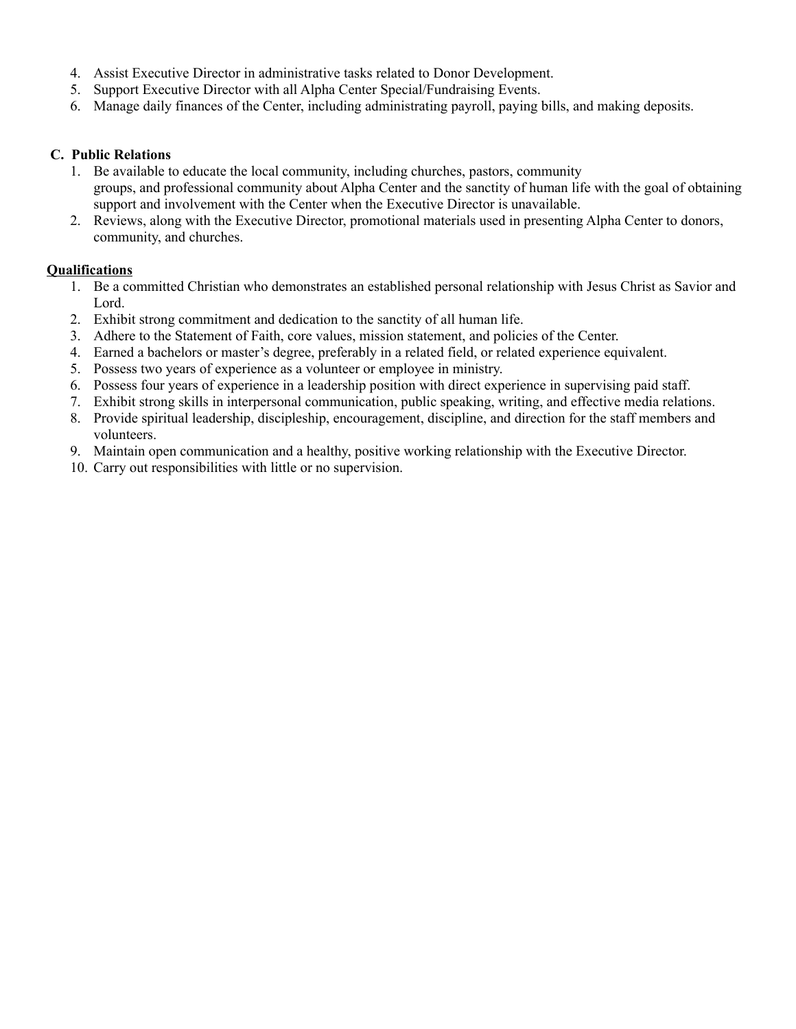4. Assist Executive Director in administrative tasks related to Donor Development.
5. Support Executive Director with all Alpha Center Special/Fundraising Events.
6. Manage daily finances of the Center, including administrating payroll, paying bills, and making deposits.

**C. Public Relations**

1. Be available to educate the local community, including churches, pastors, community groups, and professional community about Alpha Center and the sanctity of human life with the goal of obtaining support and involvement with the Center when the Executive Director is unavailable.
2. Reviews, along with the Executive Director, promotional materials used in presenting Alpha Center to donors, community, and churches.

**<u>Qualifications</u>**

1. Be a committed Christian who demonstrates an established personal relationship with Jesus Christ as Savior and Lord.
2. Exhibit strong commitment and dedication to the sanctity of all human life.
3. Adhere to the Statement of Faith, core values, mission statement, and policies of the Center.
4. Earned a bachelors or master's degree, preferably in a related field, or related experience equivalent.
5. Possess two years of experience as a volunteer or employee in ministry.
6. Possess four years of experience in a leadership position with direct experience in supervising paid staff.
7. Exhibit strong skills in interpersonal communication, public speaking, writing, and effective media relations.
8. Provide spiritual leadership, discipleship, encouragement, discipline, and direction for the staff members and volunteers.
9. Maintain open communication and a healthy, positive working relationship with the Executive Director.
10. Carry out responsibilities with little or no supervision.